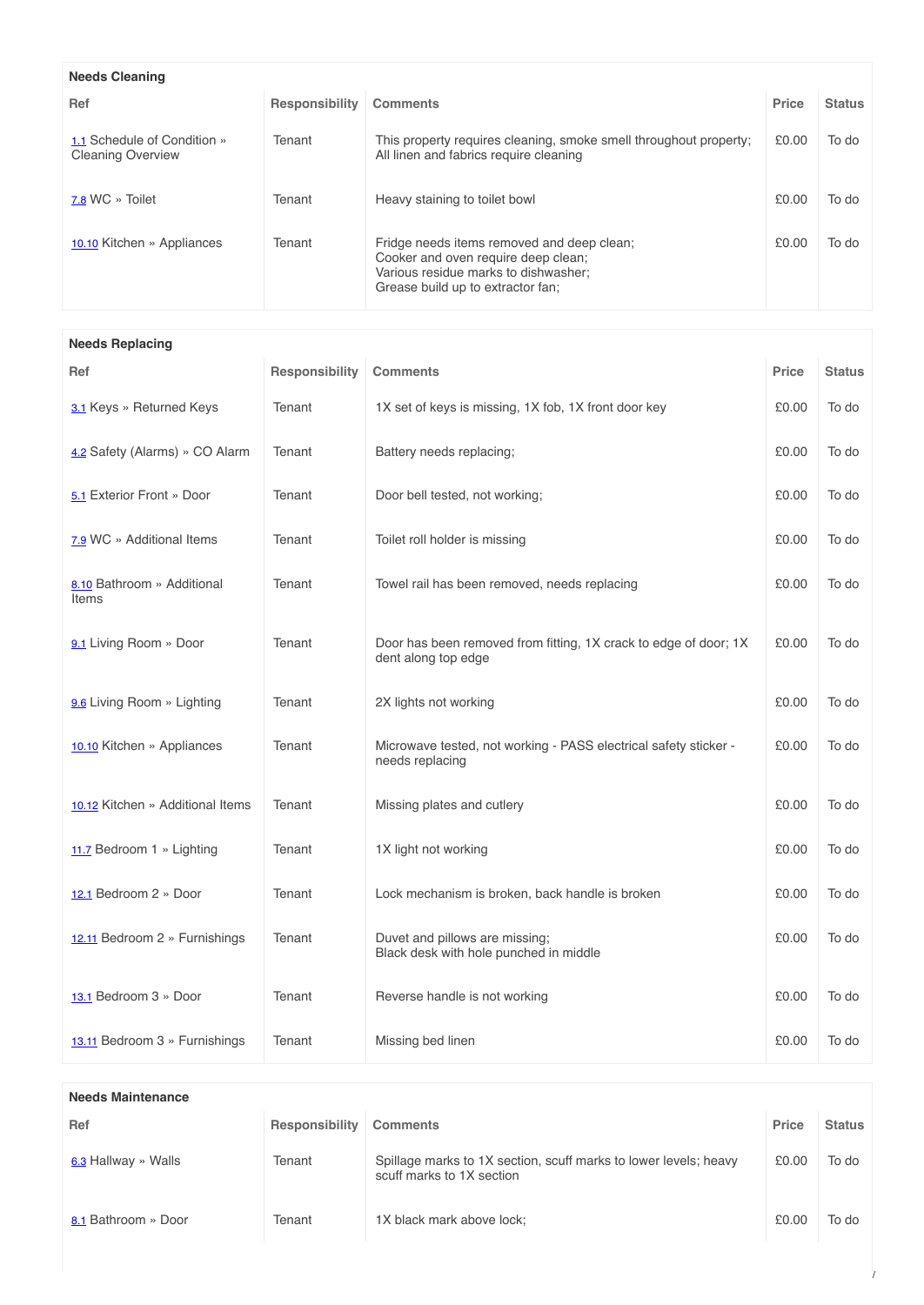## Needs Cleaning

| Ref | Responsibility | Comments | Price | Status |
|---|---|---|---|---|
| 1.1 Schedule of Condition » Cleaning Overview | Tenant | This property requires cleaning, smoke smell throughout property; All linen and fabrics require cleaning | £0.00 | To do |
| 7.8 WC » Toilet | Tenant | Heavy staining to toilet bowl | £0.00 | To do |
| 10.10 Kitchen » Appliances | Tenant | Fridge needs items removed and deep clean; Cooker and oven require deep clean; Various residue marks to dishwasher; Grease build up to extractor fan; | £0.00 | To do |

## Needs Replacing

| Ref | Responsibility | Comments | Price | Status |
|---|---|---|---|---|
| 3.1 Keys » Returned Keys | Tenant | 1X set of keys is missing, 1X fob, 1X front door key | £0.00 | To do |
| 4.2 Safety (Alarms) » CO Alarm | Tenant | Battery needs replacing; | £0.00 | To do |
| 5.1 Exterior Front » Door | Tenant | Door bell tested, not working; | £0.00 | To do |
| 7.9 WC » Additional Items | Tenant | Toilet roll holder is missing | £0.00 | To do |
| 8.10 Bathroom » Additional Items | Tenant | Towel rail has been removed, needs replacing | £0.00 | To do |
| 9.1 Living Room » Door | Tenant | Door has been removed from fitting, 1X crack to edge of door; 1X dent along top edge | £0.00 | To do |
| 9.6 Living Room » Lighting | Tenant | 2X lights not working | £0.00 | To do |
| 10.10 Kitchen » Appliances | Tenant | Microwave tested, not working - PASS electrical safety sticker - needs replacing | £0.00 | To do |
| 10.12 Kitchen » Additional Items | Tenant | Missing plates and cutlery | £0.00 | To do |
| 11.7 Bedroom 1 » Lighting | Tenant | 1X light not working | £0.00 | To do |
| 12.1 Bedroom 2 » Door | Tenant | Lock mechanism is broken, back handle is broken | £0.00 | To do |
| 12.11 Bedroom 2 » Furnishings | Tenant | Duvet and pillows are missing; Black desk with hole punched in middle | £0.00 | To do |
| 13.1 Bedroom 3 » Door | Tenant | Reverse handle is not working | £0.00 | To do |
| 13.11 Bedroom 3 » Furnishings | Tenant | Missing bed linen | £0.00 | To do |

## Needs Maintenance

| Ref | Responsibility | Comments | Price | Status |
|---|---|---|---|---|
| 6.3 Hallway » Walls | Tenant | Spillage marks to 1X section, scuff marks to lower levels; heavy scuff marks to 1X section | £0.00 | To do |
| 8.1 Bathroom » Door | Tenant | 1X black mark above lock; | £0.00 | To do |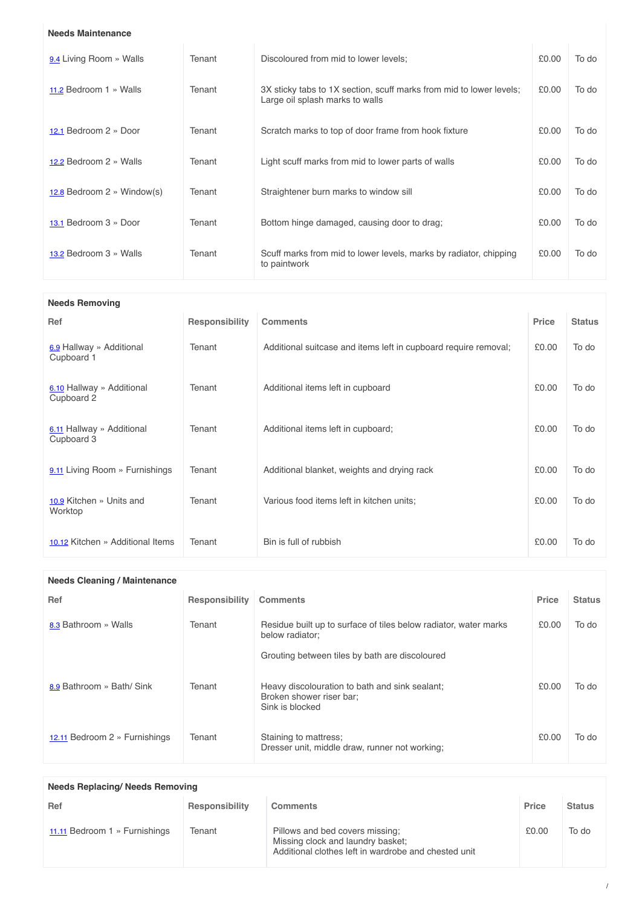**Needs Maintenance**

| | | | | |
|---|---|---|---|---|
| 9.4 Living Room » Walls | Tenant | Discoloured from mid to lower levels; | £0.00 | To do |
| 11.2 Bedroom 1 » Walls | Tenant | 3X sticky tabs to 1X section, scuff marks from mid to lower levels; Large oil splash marks to walls | £0.00 | To do |
| 12.1 Bedroom 2 » Door | Tenant | Scratch marks to top of door frame from hook fixture | £0.00 | To do |
| 12.2 Bedroom 2 » Walls | Tenant | Light scuff marks from mid to lower parts of walls | £0.00 | To do |
| 12.8 Bedroom 2 » Window(s) | Tenant | Straightener burn marks to window sill | £0.00 | To do |
| 13.1 Bedroom 3 » Door | Tenant | Bottom hinge damaged, causing door to drag; | £0.00 | To do |
| 13.2 Bedroom 3 » Walls | Tenant | Scuff marks from mid to lower levels, marks by radiator, chipping to paintwork | £0.00 | To do |

**Needs Removing**

| Ref | Responsibility | Comments | Price | Status |
|---|---|---|---|---|
| 6.9 Hallway » Additional Cupboard 1 | Tenant | Additional suitcase and items left in cupboard require removal; | £0.00 | To do |
| 6.10 Hallway » Additional Cupboard 2 | Tenant | Additional items left in cupboard | £0.00 | To do |
| 6.11 Hallway » Additional Cupboard 3 | Tenant | Additional items left in cupboard; | £0.00 | To do |
| 9.11 Living Room » Furnishings | Tenant | Additional blanket, weights and drying rack | £0.00 | To do |
| 10.9 Kitchen » Units and Worktop | Tenant | Various food items left in kitchen units; | £0.00 | To do |
| 10.12 Kitchen » Additional Items | Tenant | Bin is full of rubbish | £0.00 | To do |

**Needs Cleaning / Maintenance**

| Ref | Responsibility | Comments | Price | Status |
|---|---|---|---|---|
| 8.3 Bathroom » Walls | Tenant | Residue built up to surface of tiles below radiator, water marks below radiator;<br><br>Grouting between tiles by bath are discoloured | £0.00 | To do |
| 8.9 Bathroom » Bath/ Sink | Tenant | Heavy discolouration to bath and sink sealant;<br>Broken shower riser bar;<br>Sink is blocked | £0.00 | To do |
| 12.11 Bedroom 2 » Furnishings | Tenant | Staining to mattress;<br>Dresser unit, middle draw, runner not working; | £0.00 | To do |

**Needs Replacing/ Needs Removing**

| Ref | Responsibility | Comments | Price | Status |
|---|---|---|---|---|
| 11.11 Bedroom 1 » Furnishings | Tenant | Pillows and bed covers missing;<br>Missing clock and laundry basket;<br>Additional clothes left in wardrobe and chested unit | £0.00 | To do |